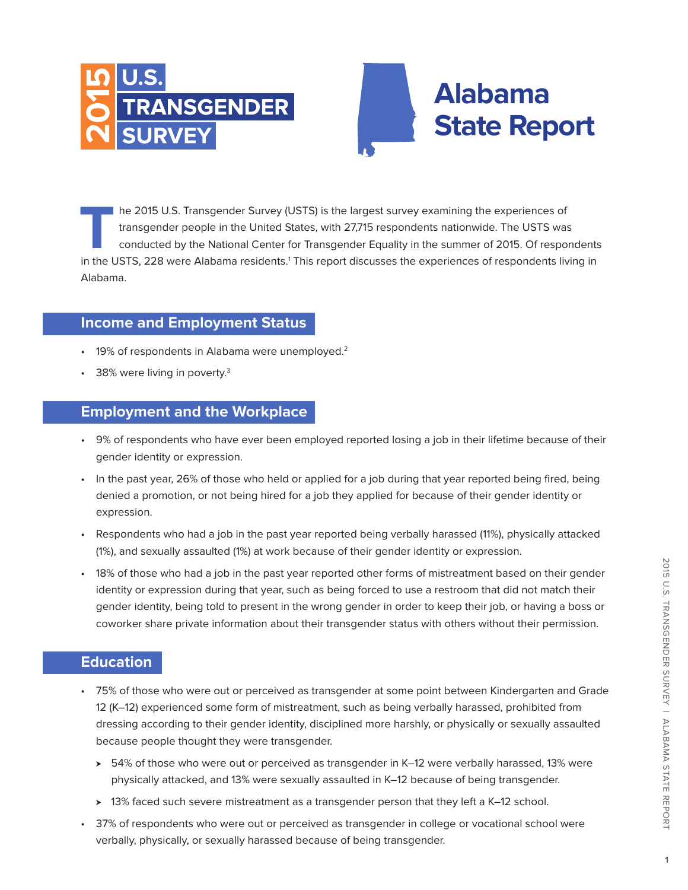# 2015 U.S. TRANSGENDER SURVEY

# Alabama State Report

The 2015 U.S. Transgender Survey (USTS) is the largest survey examining the experiences of transgender people in the United States, with 27,715 respondents nationwide. The USTS was conducted by the National Center for Transgender Equality in the summer of 2015. Of respondents in the USTS, 228 were Alabama residents.[1] This report discusses the experiences of respondents living in Alabama.

## Income and Employment Status

- 19% of respondents in Alabama were unemployed.[2]
- 38% were living in poverty.[3]

## Employment and the Workplace

- 9% of respondents who have ever been employed reported losing a job in their lifetime because of their gender identity or expression.
- In the past year, 26% of those who held or applied for a job during that year reported being fired, being denied a promotion, or not being hired for a job they applied for because of their gender identity or expression.
- Respondents who had a job in the past year reported being verbally harassed (11%), physically attacked (1%), and sexually assaulted (1%) at work because of their gender identity or expression.
- 18% of those who had a job in the past year reported other forms of mistreatment based on their gender identity or expression during that year, such as being forced to use a restroom that did not match their gender identity, being told to present in the wrong gender in order to keep their job, or having a boss or coworker share private information about their transgender status with others without their permission.

## Education

- 75% of those who were out or perceived as transgender at some point between Kindergarten and Grade 12 (K–12) experienced some form of mistreatment, such as being verbally harassed, prohibited from dressing according to their gender identity, disciplined more harshly, or physically or sexually assaulted because people thought they were transgender.
  - 54% of those who were out or perceived as transgender in K–12 were verbally harassed, 13% were physically attacked, and 13% were sexually assaulted in K–12 because of being transgender.
  - 13% faced such severe mistreatment as a transgender person that they left a K–12 school.
- 37% of respondents who were out or perceived as transgender in college or vocational school were verbally, physically, or sexually harassed because of being transgender.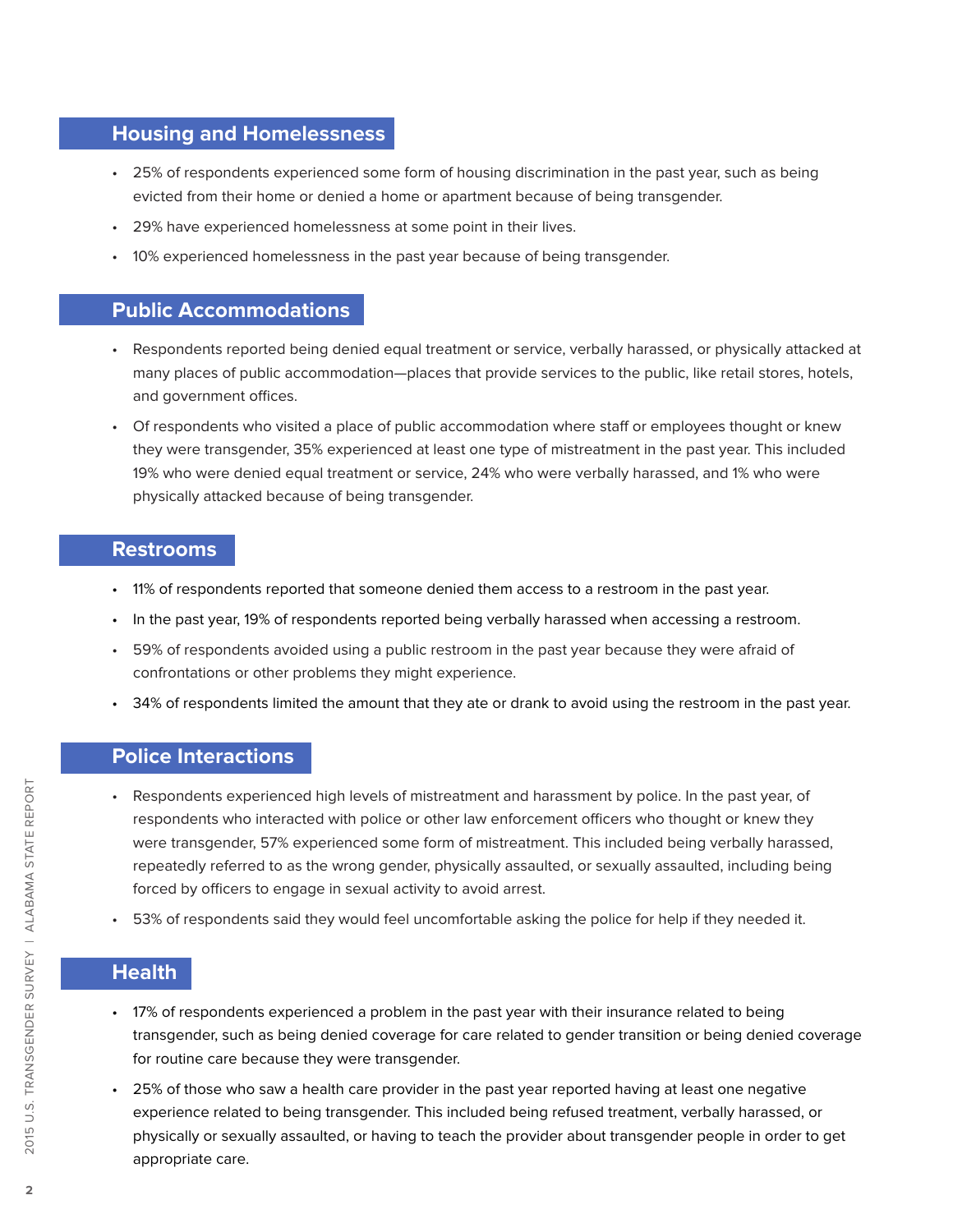## Housing and Homelessness

- 25% of respondents experienced some form of housing discrimination in the past year, such as being evicted from their home or denied a home or apartment because of being transgender.
- 29% have experienced homelessness at some point in their lives.
- 10% experienced homelessness in the past year because of being transgender.

## Public Accommodations

- Respondents reported being denied equal treatment or service, verbally harassed, or physically attacked at many places of public accommodation—places that provide services to the public, like retail stores, hotels, and government offices.
- Of respondents who visited a place of public accommodation where staff or employees thought or knew they were transgender, 35% experienced at least one type of mistreatment in the past year. This included 19% who were denied equal treatment or service, 24% who were verbally harassed, and 1% who were physically attacked because of being transgender.

## Restrooms

- 11% of respondents reported that someone denied them access to a restroom in the past year.
- In the past year, 19% of respondents reported being verbally harassed when accessing a restroom.
- 59% of respondents avoided using a public restroom in the past year because they were afraid of confrontations or other problems they might experience.
- 34% of respondents limited the amount that they ate or drank to avoid using the restroom in the past year.

## Police Interactions

- Respondents experienced high levels of mistreatment and harassment by police. In the past year, of respondents who interacted with police or other law enforcement officers who thought or knew they were transgender, 57% experienced some form of mistreatment. This included being verbally harassed, repeatedly referred to as the wrong gender, physically assaulted, or sexually assaulted, including being forced by officers to engage in sexual activity to avoid arrest.
- 53% of respondents said they would feel uncomfortable asking the police for help if they needed it.

## Health

- 17% of respondents experienced a problem in the past year with their insurance related to being transgender, such as being denied coverage for care related to gender transition or being denied coverage for routine care because they were transgender.
- 25% of those who saw a health care provider in the past year reported having at least one negative experience related to being transgender. This included being refused treatment, verbally harassed, or physically or sexually assaulted, or having to teach the provider about transgender people in order to get appropriate care.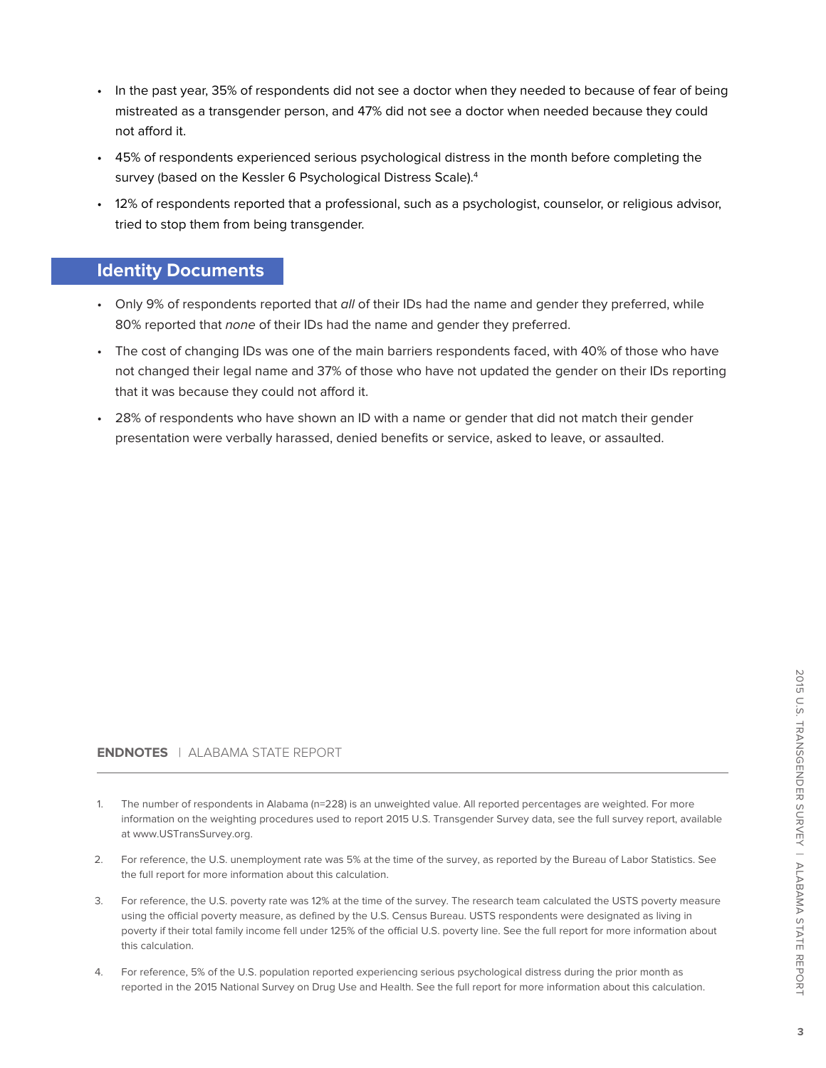- In the past year, 35% of respondents did not see a doctor when they needed to because of fear of being mistreated as a transgender person, and 47% did not see a doctor when needed because they could not afford it.
- 45% of respondents experienced serious psychological distress in the month before completing the survey (based on the Kessler 6 Psychological Distress Scale).[4]
- 12% of respondents reported that a professional, such as a psychologist, counselor, or religious advisor, tried to stop them from being transgender.

## Identity Documents

- Only 9% of respondents reported that *all* of their IDs had the name and gender they preferred, while 80% reported that *none* of their IDs had the name and gender they preferred.
- The cost of changing IDs was one of the main barriers respondents faced, with 40% of those who have not changed their legal name and 37% of those who have not updated the gender on their IDs reporting that it was because they could not afford it.
- 28% of respondents who have shown an ID with a name or gender that did not match their gender presentation were verbally harassed, denied benefits or service, asked to leave, or assaulted.

**ENDNOTES** | ALABAMA STATE REPORT

1. The number of respondents in Alabama (n=228) is an unweighted value. All reported percentages are weighted. For more information on the weighting procedures used to report 2015 U.S. Transgender Survey data, see the full survey report, available at www.USTransSurvey.org.
2. For reference, the U.S. unemployment rate was 5% at the time of the survey, as reported by the Bureau of Labor Statistics. See the full report for more information about this calculation.
3. For reference, the U.S. poverty rate was 12% at the time of the survey. The research team calculated the USTS poverty measure using the official poverty measure, as defined by the U.S. Census Bureau. USTS respondents were designated as living in poverty if their total family income fell under 125% of the official U.S. poverty line. See the full report for more information about this calculation.
4. For reference, 5% of the U.S. population reported experiencing serious psychological distress during the prior month as reported in the 2015 National Survey on Drug Use and Health. See the full report for more information about this calculation.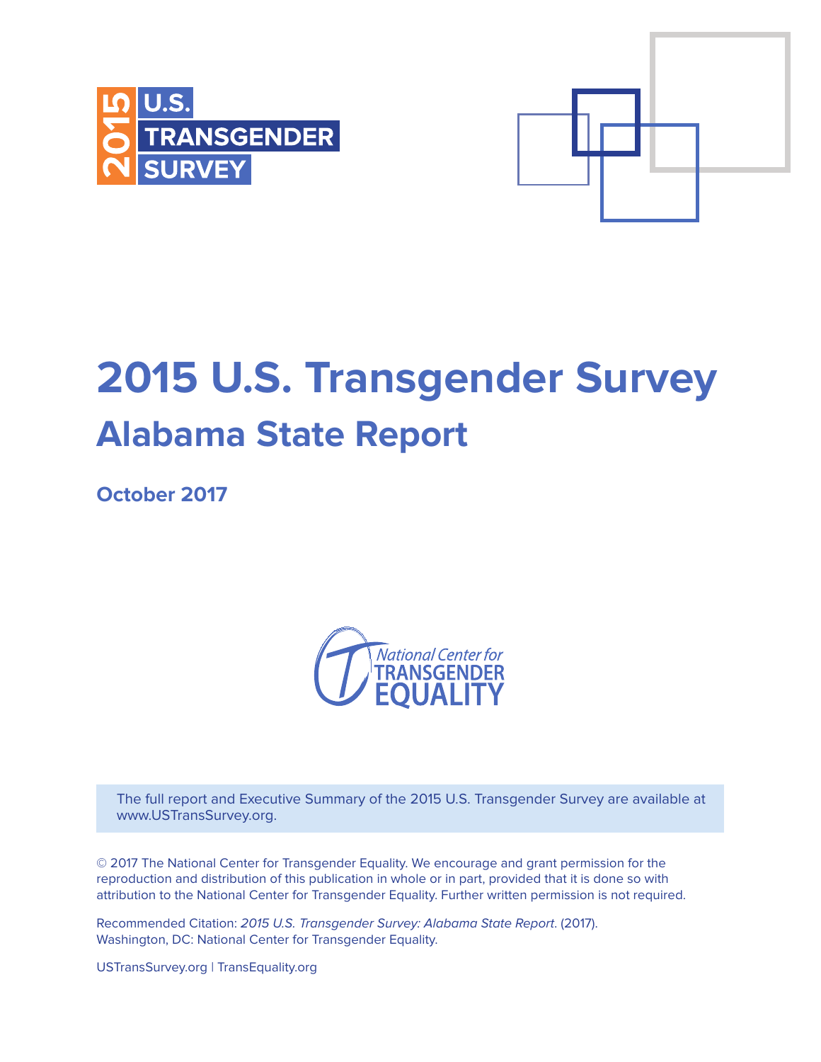2015 U.S. TRANSGENDER SURVEY

# 2015 U.S. Transgender Survey

## Alabama State Report

**October 2017**

National Center for TRANSGENDER EQUALITY

The full report and Executive Summary of the 2015 U.S. Transgender Survey are available at www.USTransSurvey.org.

© 2017 The National Center for Transgender Equality. We encourage and grant permission for the reproduction and distribution of this publication in whole or in part, provided that it is done so with attribution to the National Center for Transgender Equality. Further written permission is not required.

Recommended Citation: *2015 U.S. Transgender Survey: Alabama State Report*. (2017). Washington, DC: National Center for Transgender Equality.

USTransSurvey.org | TransEquality.org